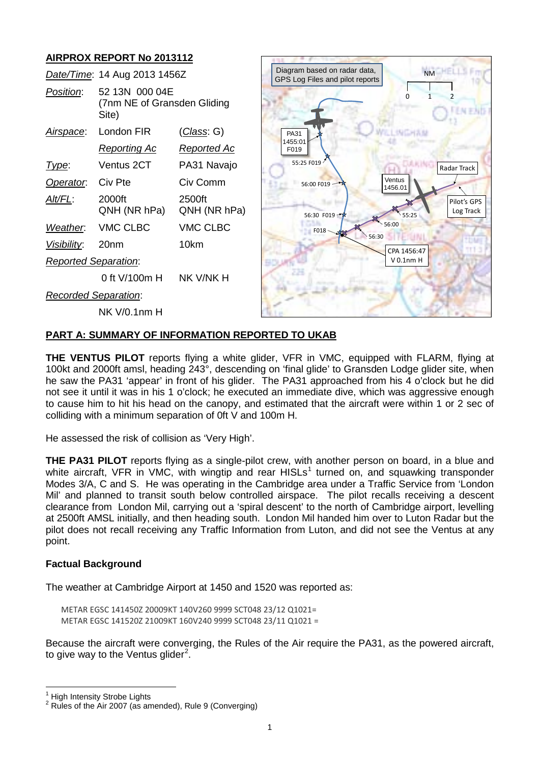## AIRPROX REPORT No 2013112

| | | |
|---|---|---|
| *Date/Time*: | 14 Aug 2013 1456Z | |
| *Position*: | 52 13N 000 04E (7nm NE of Gransden Gliding Site) | |
| *Airspace*: | London FIR | (*Class*: G) |
| | *Reporting Ac* | *Reported Ac* |
| *Type*: | Ventus 2CT | PA31 Navajo |
| *Operator*: | Civ Pte | Civ Comm |
| *Alt/FL*: | 2000ft QNH (NR hPa) | 2500ft QNH (NR hPa) |
| *Weather*: | VMC CLBC | VMC CLBC |
| *Visibility*: | 20nm | 10km |
| *Reported Separation*: | | |
| | 0 ft V/100m H | NK V/NK H |
| *Recorded Separation*: | | |
| | NK V/0.1nm H | |

Diagram based on radar data, GPS Log Files and pilot reports

### PART A: SUMMARY OF INFORMATION REPORTED TO UKAB

**THE VENTUS PILOT** reports flying a white glider, VFR in VMC, equipped with FLARM, flying at 100kt and 2000ft amsl, heading 243°, descending on 'final glide' to Gransden Lodge glider site, when he saw the PA31 'appear' in front of his glider. The PA31 approached from his 4 o'clock but he did not see it until it was in his 1 o'clock; he executed an immediate dive, which was aggressive enough to cause him to hit his head on the canopy, and estimated that the aircraft were within 1 or 2 sec of colliding with a minimum separation of 0ft V and 100m H.

He assessed the risk of collision as 'Very High'.

**THE PA31 PILOT** reports flying as a single-pilot crew, with another person on board, in a blue and white aircraft, VFR in VMC, with wingtip and rear HISLs[1] turned on, and squawking transponder Modes 3/A, C and S. He was operating in the Cambridge area under a Traffic Service from 'London Mil' and planned to transit south below controlled airspace. The pilot recalls receiving a descent clearance from London Mil, carrying out a 'spiral descent' to the north of Cambridge airport, levelling at 2500ft AMSL initially, and then heading south. London Mil handed him over to Luton Radar but the pilot does not recall receiving any Traffic Information from Luton, and did not see the Ventus at any point.

### Factual Background

The weather at Cambridge Airport at 1450 and 1520 was reported as:

```
METAR EGSC 141450Z 20009KT 140V260 9999 SCT048 23/12 Q1021=
METAR EGSC 141520Z 21009KT 160V240 9999 SCT048 23/11 Q1021 =
```

Because the aircraft were converging, the Rules of the Air require the PA31, as the powered aircraft, to give way to the Ventus glider[2].

[1] High Intensity Strobe Lights
[2] Rules of the Air 2007 (as amended), Rule 9 (Converging)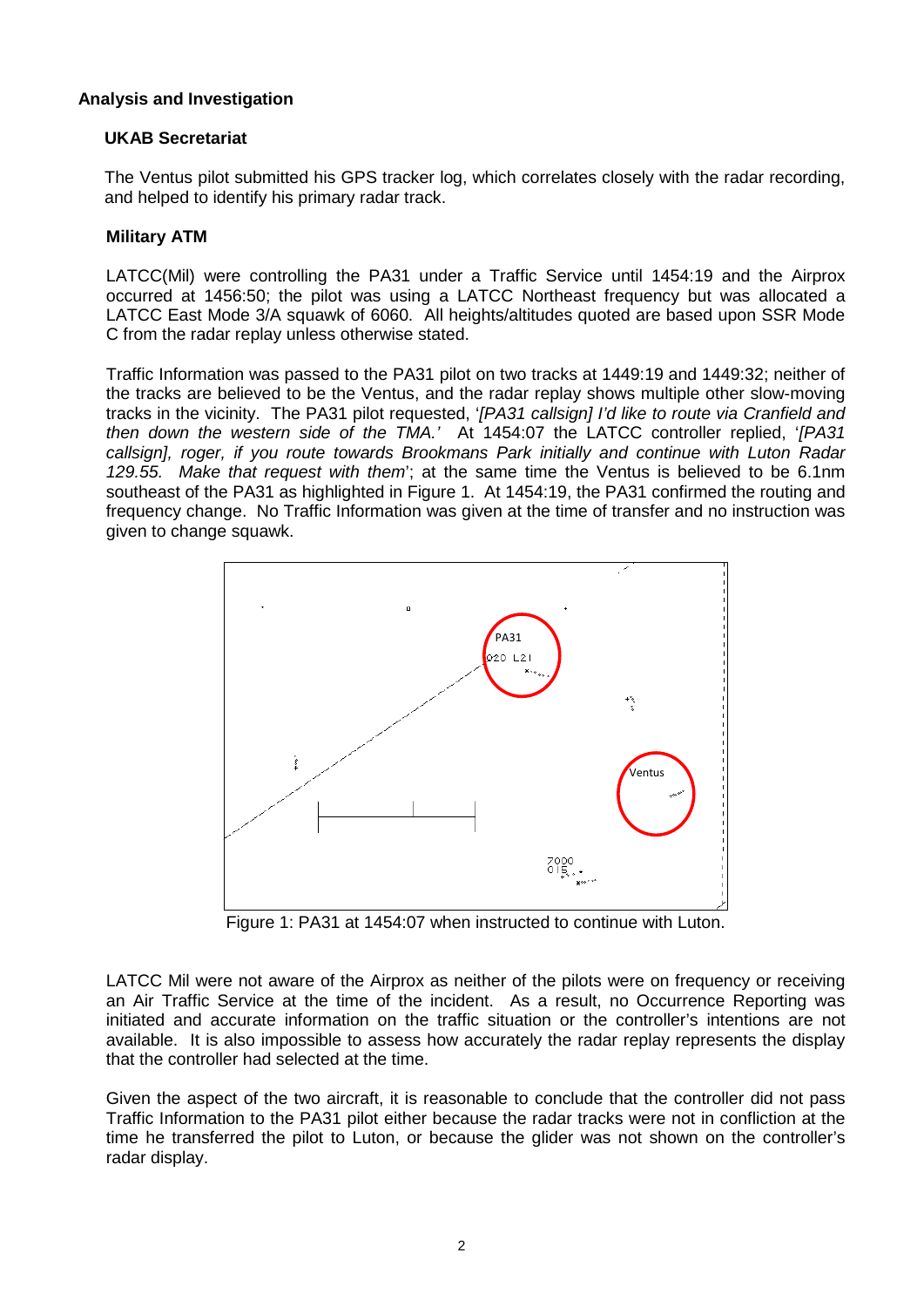## Analysis and Investigation

### UKAB Secretariat

The Ventus pilot submitted his GPS tracker log, which correlates closely with the radar recording, and helped to identify his primary radar track.

### Military ATM

LATCC(Mil) were controlling the PA31 under a Traffic Service until 1454:19 and the Airprox occurred at 1456:50; the pilot was using a LATCC Northeast frequency but was allocated a LATCC East Mode 3/A squawk of 6060. All heights/altitudes quoted are based upon SSR Mode C from the radar replay unless otherwise stated.

Traffic Information was passed to the PA31 pilot on two tracks at 1449:19 and 1449:32; neither of the tracks are believed to be the Ventus, and the radar replay shows multiple other slow-moving tracks in the vicinity. The PA31 pilot requested, '*[PA31 callsign] I'd like to route via Cranfield and then down the western side of the TMA.'* At 1454:07 the LATCC controller replied, '*[PA31 callsign], roger, if you route towards Brookmans Park initially and continue with Luton Radar 129.55. Make that request with them*'; at the same time the Ventus is believed to be 6.1nm southeast of the PA31 as highlighted in Figure 1. At 1454:19, the PA31 confirmed the routing and frequency change. No Traffic Information was given at the time of transfer and no instruction was given to change squawk.

Figure 1: PA31 at 1454:07 when instructed to continue with Luton.

LATCC Mil were not aware of the Airprox as neither of the pilots were on frequency or receiving an Air Traffic Service at the time of the incident. As a result, no Occurrence Reporting was initiated and accurate information on the traffic situation or the controller's intentions are not available. It is also impossible to assess how accurately the radar replay represents the display that the controller had selected at the time.

Given the aspect of the two aircraft, it is reasonable to conclude that the controller did not pass Traffic Information to the PA31 pilot either because the radar tracks were not in confliction at the time he transferred the pilot to Luton, or because the glider was not shown on the controller's radar display.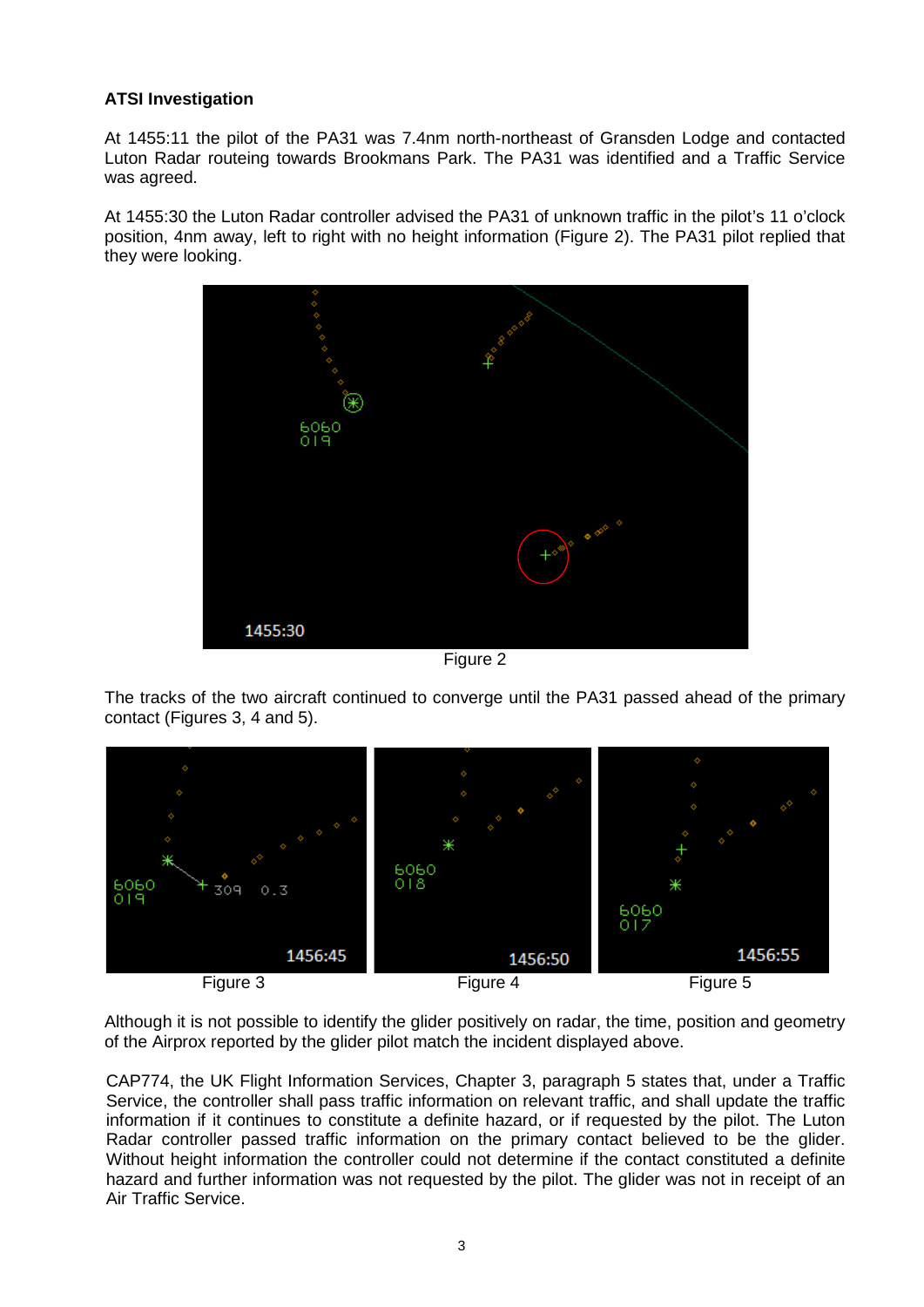**ATSI Investigation**

At 1455:11 the pilot of the PA31 was 7.4nm north-northeast of Gransden Lodge and contacted Luton Radar routeing towards Brookmans Park. The PA31 was identified and a Traffic Service was agreed.

At 1455:30 the Luton Radar controller advised the PA31 of unknown traffic in the pilot's 11 o'clock position, 4nm away, left to right with no height information (Figure 2). The PA31 pilot replied that they were looking.

Figure 2

The tracks of the two aircraft continued to converge until the PA31 passed ahead of the primary contact (Figures 3, 4 and 5).

Figure 3 Figure 4 Figure 5

Although it is not possible to identify the glider positively on radar, the time, position and geometry of the Airprox reported by the glider pilot match the incident displayed above.

CAP774, the UK Flight Information Services, Chapter 3, paragraph 5 states that, under a Traffic Service, the controller shall pass traffic information on relevant traffic, and shall update the traffic information if it continues to constitute a definite hazard, or if requested by the pilot. The Luton Radar controller passed traffic information on the primary contact believed to be the glider. Without height information the controller could not determine if the contact constituted a definite hazard and further information was not requested by the pilot. The glider was not in receipt of an Air Traffic Service.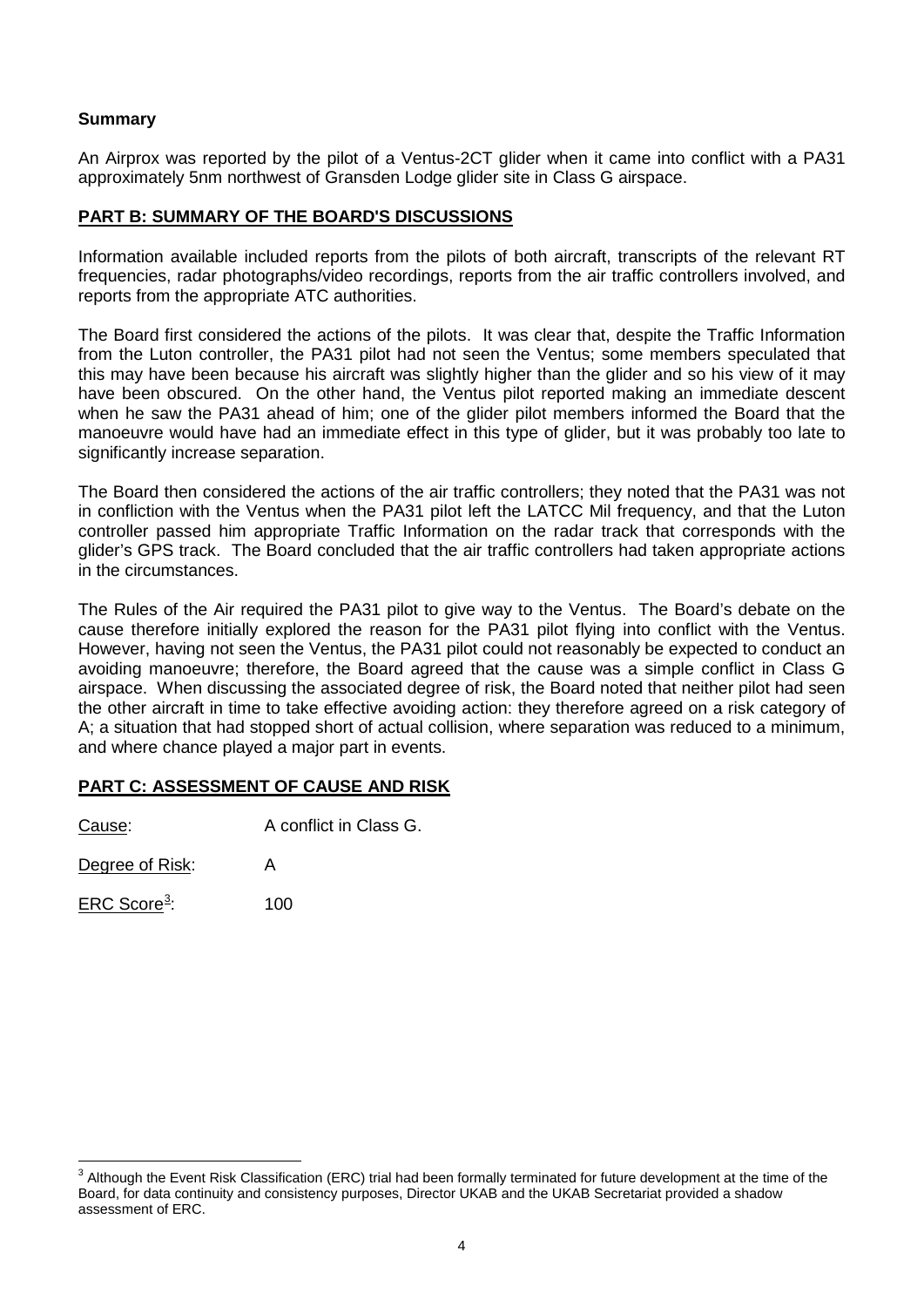**Summary**

An Airprox was reported by the pilot of a Ventus-2CT glider when it came into conflict with a PA31 approximately 5nm northwest of Gransden Lodge glider site in Class G airspace.

## PART B: SUMMARY OF THE BOARD'S DISCUSSIONS

Information available included reports from the pilots of both aircraft, transcripts of the relevant RT frequencies, radar photographs/video recordings, reports from the air traffic controllers involved, and reports from the appropriate ATC authorities.

The Board first considered the actions of the pilots. It was clear that, despite the Traffic Information from the Luton controller, the PA31 pilot had not seen the Ventus; some members speculated that this may have been because his aircraft was slightly higher than the glider and so his view of it may have been obscured. On the other hand, the Ventus pilot reported making an immediate descent when he saw the PA31 ahead of him; one of the glider pilot members informed the Board that the manoeuvre would have had an immediate effect in this type of glider, but it was probably too late to significantly increase separation.

The Board then considered the actions of the air traffic controllers; they noted that the PA31 was not in confliction with the Ventus when the PA31 pilot left the LATCC Mil frequency, and that the Luton controller passed him appropriate Traffic Information on the radar track that corresponds with the glider's GPS track. The Board concluded that the air traffic controllers had taken appropriate actions in the circumstances.

The Rules of the Air required the PA31 pilot to give way to the Ventus. The Board's debate on the cause therefore initially explored the reason for the PA31 pilot flying into conflict with the Ventus. However, having not seen the Ventus, the PA31 pilot could not reasonably be expected to conduct an avoiding manoeuvre; therefore, the Board agreed that the cause was a simple conflict in Class G airspace. When discussing the associated degree of risk, the Board noted that neither pilot had seen the other aircraft in time to take effective avoiding action: they therefore agreed on a risk category of A; a situation that had stopped short of actual collision, where separation was reduced to a minimum, and where chance played a major part in events.

## PART C: ASSESSMENT OF CAUSE AND RISK

Cause: A conflict in Class G.

Degree of Risk: A

ERC Score[3]: 100

[3] Although the Event Risk Classification (ERC) trial had been formally terminated for future development at the time of the Board, for data continuity and consistency purposes, Director UKAB and the UKAB Secretariat provided a shadow assessment of ERC.